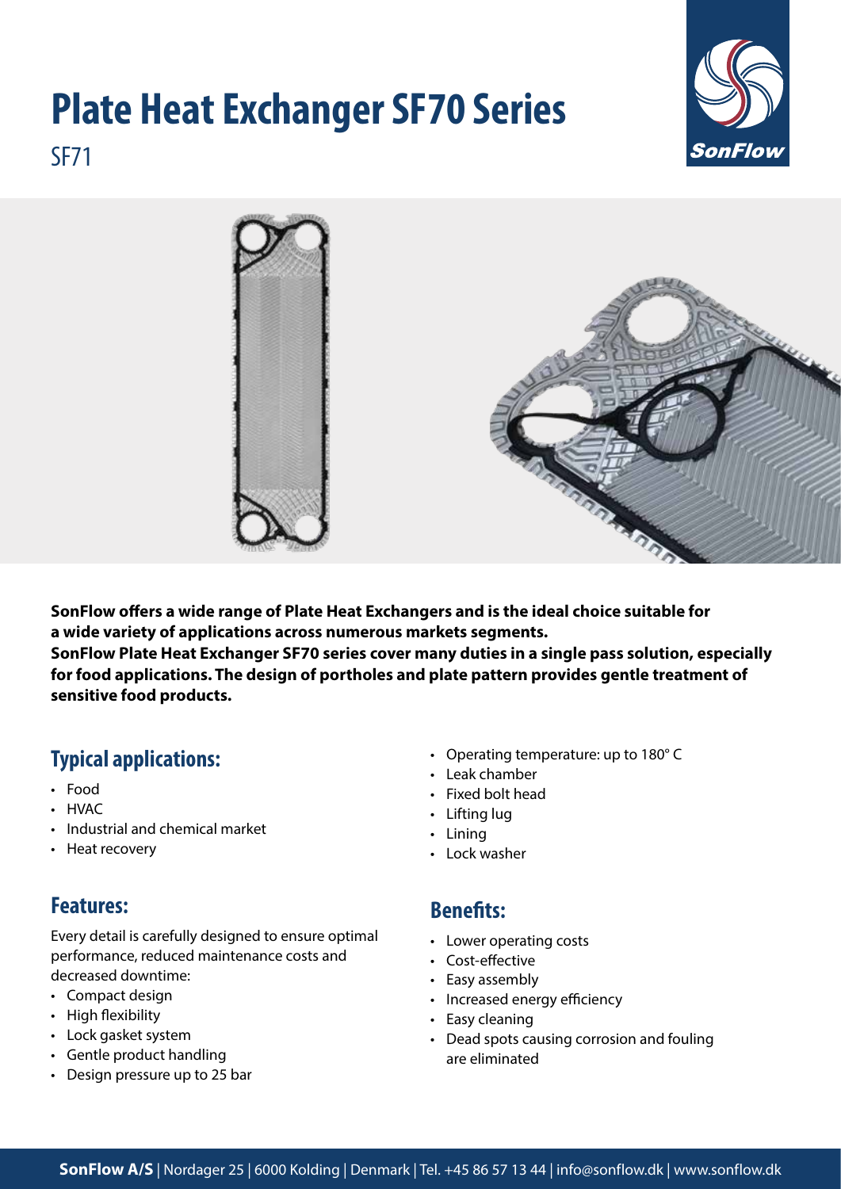# Plate Heat Exchanger SF70 Series

SF71

**SonFlow offers a wide range of Plate Heat Exchangers and is the ideal choice suitable for a wide variety of applications across numerous markets segments.**
**SonFlow Plate Heat Exchanger SF70 series cover many duties in a single pass solution, especially for food applications. The design of portholes and plate pattern provides gentle treatment of sensitive food products.**

## Typical applications:

- Food
- HVAC
- Industrial and chemical market
- Heat recovery

## Features:

Every detail is carefully designed to ensure optimal performance, reduced maintenance costs and decreased downtime:

- Compact design
- High flexibility
- Lock gasket system
- Gentle product handling
- Design pressure up to 25 bar
- Operating temperature: up to 180° C
- Leak chamber
- Fixed bolt head
- Lifting lug
- Lining
- Lock washer

## Benefits:

- Lower operating costs
- Cost-effective
- Easy assembly
- Increased energy efficiency
- Easy cleaning
- Dead spots causing corrosion and fouling are eliminated

**SonFlow A/S** | Nordager 25 | 6000 Kolding | Denmark | Tel. +45 86 57 13 44 | info@sonflow.dk | www.sonflow.dk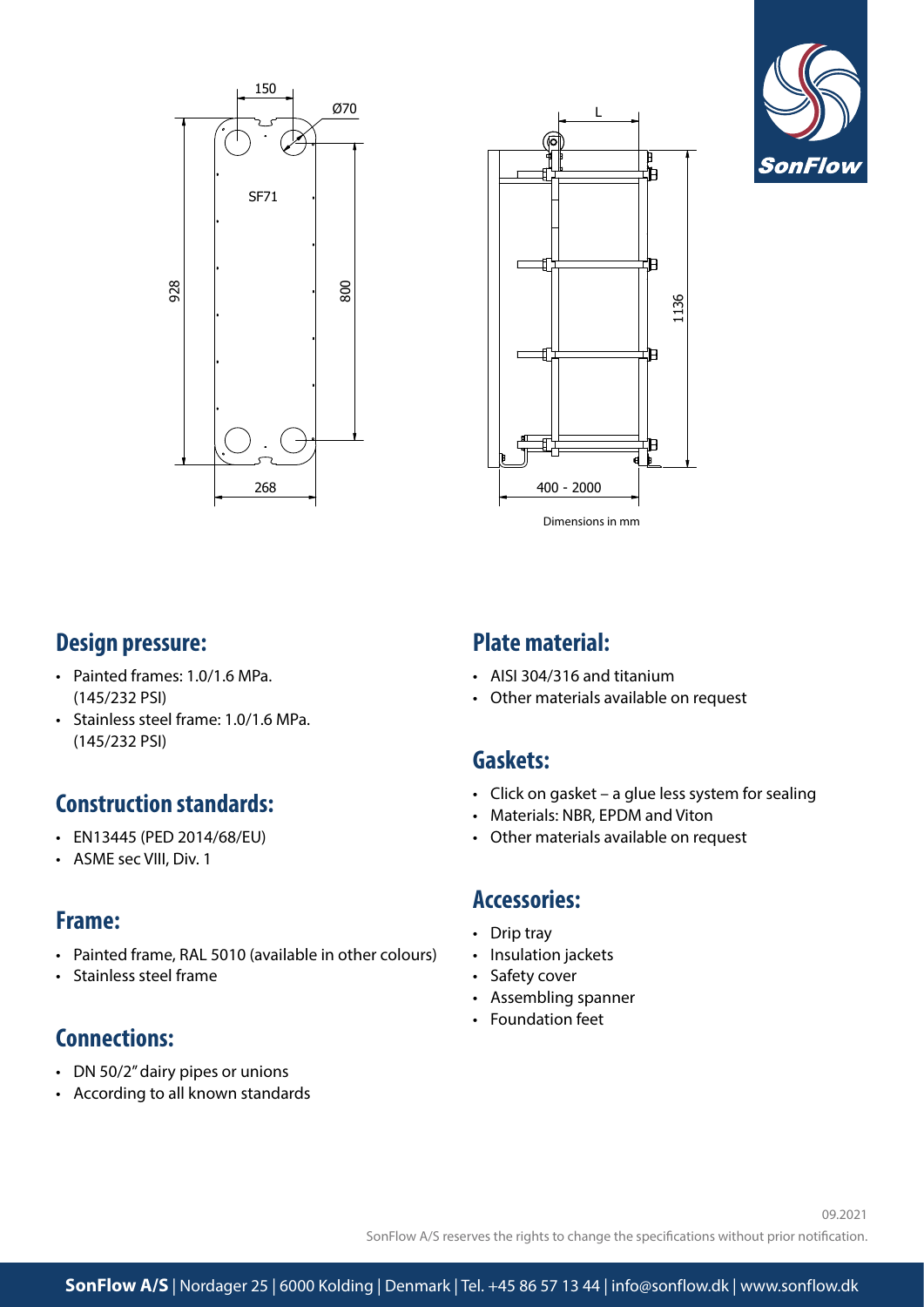150

Ø70

SF71

928

800

268

L

1136

400 - 2000

Dimensions in mm

SonFlow

## Design pressure:

- Painted frames: 1.0/1.6 MPa. (145/232 PSI)
- Stainless steel frame: 1.0/1.6 MPa. (145/232 PSI)

## Construction standards:

- EN13445 (PED 2014/68/EU)
- ASME sec VIII, Div. 1

## Frame:

- Painted frame, RAL 5010 (available in other colours)
- Stainless steel frame

## Connections:

- DN 50/2" dairy pipes or unions
- According to all known standards

## Plate material:

- AISI 304/316 and titanium
- Other materials available on request

## Gaskets:

- Click on gasket – a glue less system for sealing
- Materials: NBR, EPDM and Viton
- Other materials available on request

## Accessories:

- Drip tray
- Insulation jackets
- Safety cover
- Assembling spanner
- Foundation feet

09.2021

SonFlow A/S reserves the rights to change the specifications without prior notification.

**SonFlow A/S** | Nordager 25 | 6000 Kolding | Denmark | Tel. +45 86 57 13 44 | info@sonflow.dk | www.sonflow.dk